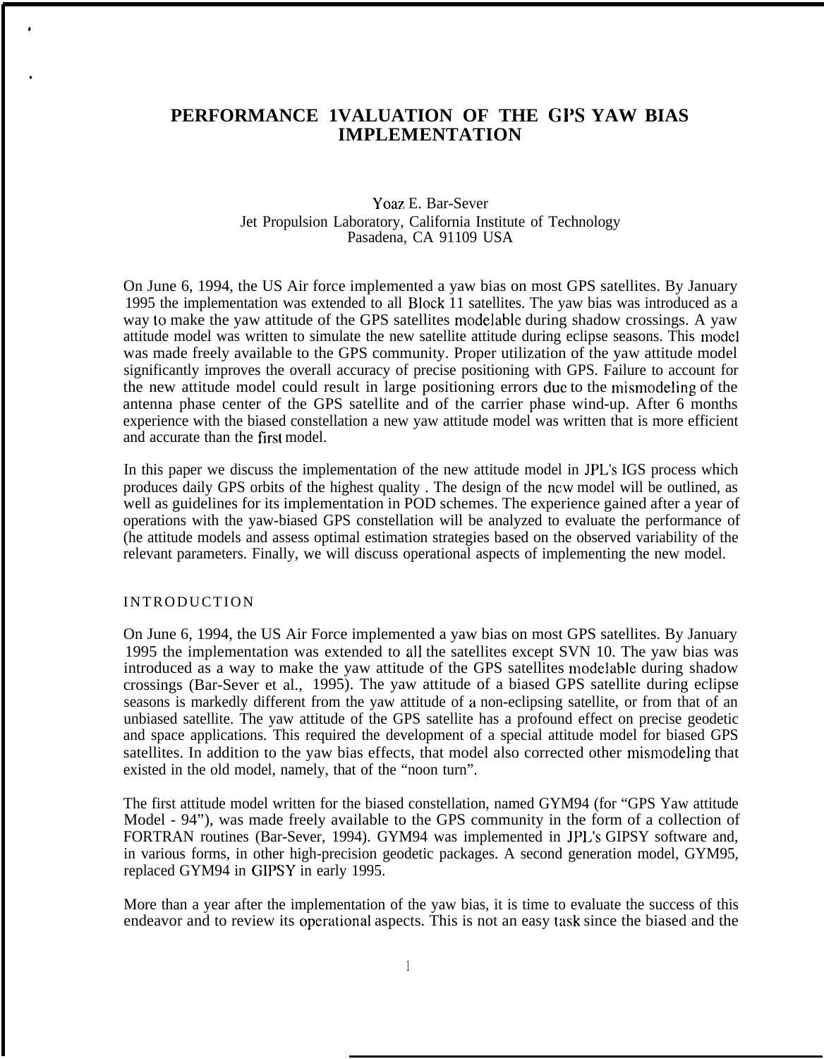# PERFORMANCE 1VALUATION OF THE GPS YAW BIAS IMPLEMENTATION

Yoaz E. Bar-Sever
Jet Propulsion Laboratory, California Institute of Technology
Pasadena, CA 91109 USA

On June 6, 1994, the US Air force implemented a yaw bias on most GPS satellites. By January 1995 the implementation was extended to all Block 11 satellites. The yaw bias was introduced as a way to make the yaw attitude of the GPS satellites modelable during shadow crossings. A yaw attitude model was written to simulate the new satellite attitude during eclipse seasons. This model was made freely available to the GPS community. Proper utilization of the yaw attitude model significantly improves the overall accuracy of precise positioning with GPS. Failure to account for the new attitude model could result in large positioning errors due to the mismodeling of the antenna phase center of the GPS satellite and of the carrier phase wind-up. After 6 months experience with the biased constellation a new yaw attitude model was written that is more efficient and accurate than the first model.

In this paper we discuss the implementation of the new attitude model in JPL's IGS process which produces daily GPS orbits of the highest quality . The design of the new model will be outlined, as well as guidelines for its implementation in POD schemes. The experience gained after a year of operations with the yaw-biased GPS constellation will be analyzed to evaluate the performance of (he attitude models and assess optimal estimation strategies based on the observed variability of the relevant parameters. Finally, we will discuss operational aspects of implementing the new model.

## INTRODUCTION

On June 6, 1994, the US Air Force implemented a yaw bias on most GPS satellites. By January 1995 the implementation was extended to all the satellites except SVN 10. The yaw bias was introduced as a way to make the yaw attitude of the GPS satellites modelable during shadow crossings (Bar-Sever et al., 1995). The yaw attitude of a biased GPS satellite during eclipse seasons is markedly different from the yaw attitude of a non-eclipsing satellite, or from that of an unbiased satellite. The yaw attitude of the GPS satellite has a profound effect on precise geodetic and space applications. This required the development of a special attitude model for biased GPS satellites. In addition to the yaw bias effects, that model also corrected other mismodeling that existed in the old model, namely, that of the "noon turn".

The first attitude model written for the biased constellation, named GYM94 (for "GPS Yaw attitude Model - 94"), was made freely available to the GPS community in the form of a collection of FORTRAN routines (Bar-Sever, 1994). GYM94 was implemented in JPL's GIPSY software and, in various forms, in other high-precision geodetic packages. A second generation model, GYM95, replaced GYM94 in GIPSY in early 1995.

More than a year after the implementation of the yaw bias, it is time to evaluate the success of this endeavor and to review its operational aspects. This is not an easy task since the biased and the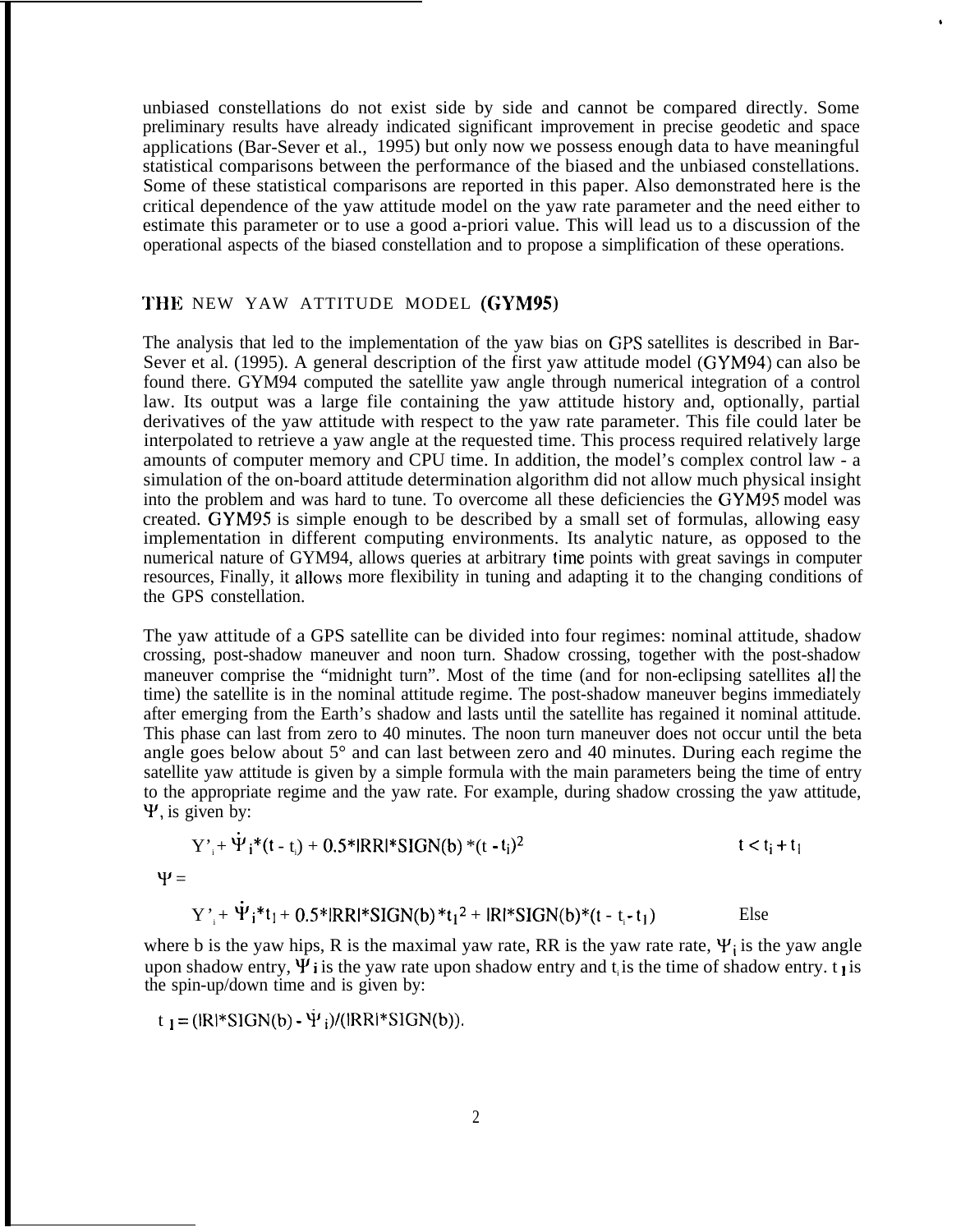unbiased constellations do not exist side by side and cannot be compared directly. Some preliminary results have already indicated significant improvement in precise geodetic and space applications (Bar-Sever et al., 1995) but only now we possess enough data to have meaningful statistical comparisons between the performance of the biased and the unbiased constellations. Some of these statistical comparisons are reported in this paper. Also demonstrated here is the critical dependence of the yaw attitude model on the yaw rate parameter and the need either to estimate this parameter or to use a good a-priori value. This will lead us to a discussion of the operational aspects of the biased constellation and to propose a simplification of these operations.

## THE NEW YAW ATTITUDE MODEL (GYM95)

The analysis that led to the implementation of the yaw bias on GPS satellites is described in Bar-Sever et al. (1995). A general description of the first yaw attitude model (GYM94) can also be found there. GYM94 computed the satellite yaw angle through numerical integration of a control law. Its output was a large file containing the yaw attitude history and, optionally, partial derivatives of the yaw attitude with respect to the yaw rate parameter. This file could later be interpolated to retrieve a yaw angle at the requested time. This process required relatively large amounts of computer memory and CPU time. In addition, the model's complex control law - a simulation of the on-board attitude determination algorithm did not allow much physical insight into the problem and was hard to tune. To overcome all these deficiencies the GYM95 model was created. GYM95 is simple enough to be described by a small set of formulas, allowing easy implementation in different computing environments. Its analytic nature, as opposed to the numerical nature of GYM94, allows queries at arbitrary time points with great savings in computer resources, Finally, it allows more flexibility in tuning and adapting it to the changing conditions of the GPS constellation.

The yaw attitude of a GPS satellite can be divided into four regimes: nominal attitude, shadow crossing, post-shadow maneuver and noon turn. Shadow crossing, together with the post-shadow maneuver comprise the "midnight turn". Most of the time (and for non-eclipsing satellites all the time) the satellite is in the nominal attitude regime. The post-shadow maneuver begins immediately after emerging from the Earth's shadow and lasts until the satellite has regained it nominal attitude. This phase can last from zero to 40 minutes. The noon turn maneuver does not occur until the beta angle goes below about 5° and can last between zero and 40 minutes. During each regime the satellite yaw attitude is given by a simple formula with the main parameters being the time of entry to the appropriate regime and the yaw rate. For example, during shadow crossing the yaw attitude, $\Psi$, is given by:

$$
\Psi = \begin{cases} \Psi_i + \dot{\Psi}_i*(t - t_i) + 0.5*|RR|*SIGN(b)*(t - t_i)^2 & t < t_i + t_1 \\ \Psi_i + \dot{\Psi}_i*t_1 + 0.5*|RR|*SIGN(b)*t_1^2 + |R|*SIGN(b)*(t - t_i - t_1) & \text{Else} \end{cases}
$$

where b is the yaw hips, R is the maximal yaw rate, RR is the yaw rate rate, $\Psi_i$ is the yaw angle upon shadow entry, $\dot{\Psi}_i$ is the yaw rate upon shadow entry and $t_i$ is the time of shadow entry. $t_1$ is the spin-up/down time and is given by:

$$
t_1 = (|R|*SIGN(b) - \dot{\Psi}_i)/(|RR|*SIGN(b)).
$$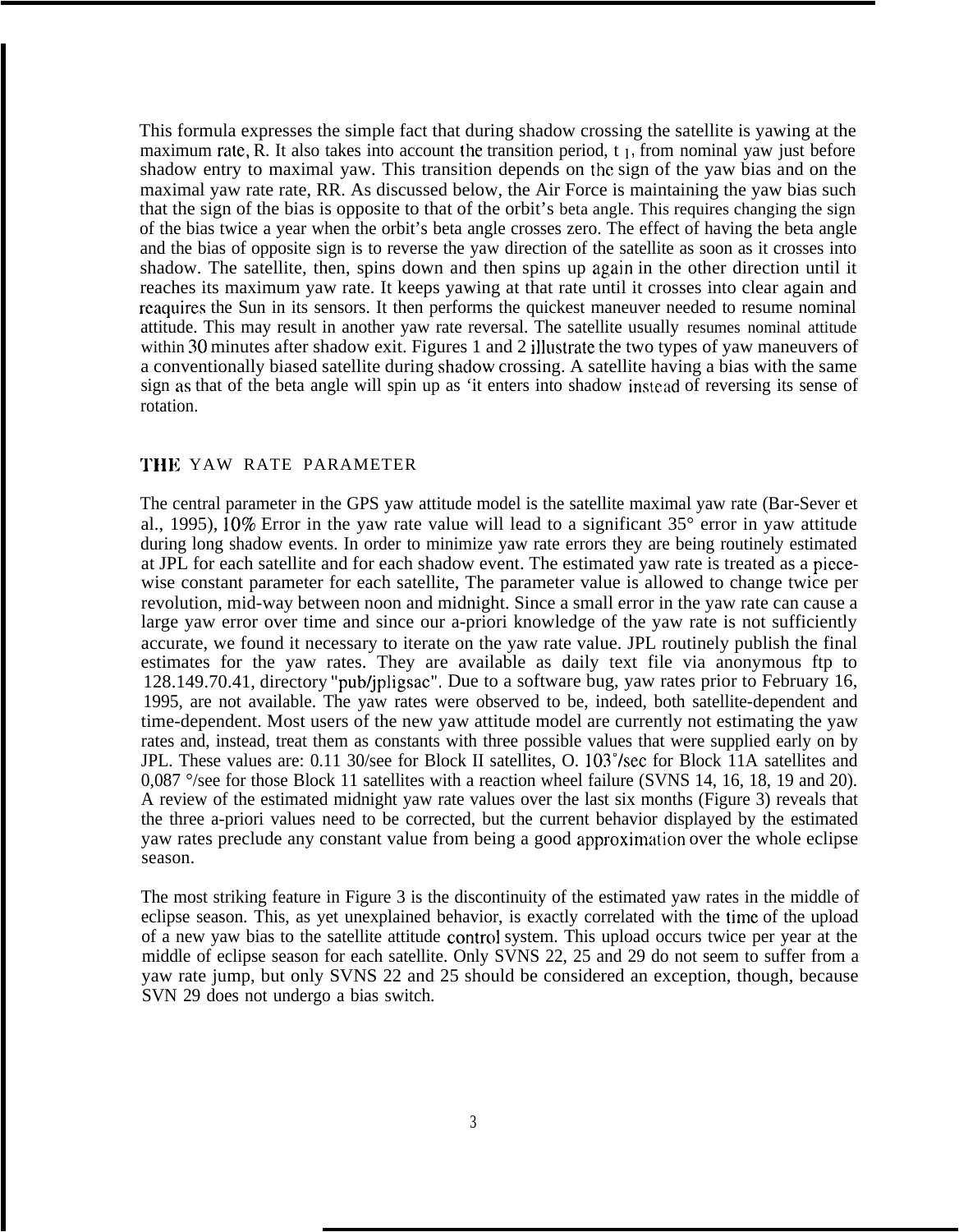This formula expresses the simple fact that during shadow crossing the satellite is yawing at the maximum rate, R. It also takes into account the transition period, $t_1$, from nominal yaw just before shadow entry to maximal yaw. This transition depends on the sign of the yaw bias and on the maximal yaw rate rate, RR. As discussed below, the Air Force is maintaining the yaw bias such that the sign of the bias is opposite to that of the orbit's beta angle. This requires changing the sign of the bias twice a year when the orbit's beta angle crosses zero. The effect of having the beta angle and the bias of opposite sign is to reverse the yaw direction of the satellite as soon as it crosses into shadow. The satellite, then, spins down and then spins up again in the other direction until it reaches its maximum yaw rate. It keeps yawing at that rate until it crosses into clear again and reaquires the Sun in its sensors. It then performs the quickest maneuver needed to resume nominal attitude. This may result in another yaw rate reversal. The satellite usually resumes nominal attitude within 30 minutes after shadow exit. Figures 1 and 2 illustrate the two types of yaw maneuvers of a conventionally biased satellite during shadow crossing. A satellite having a bias with the same sign as that of the beta angle will spin up as 'it enters into shadow instead of reversing its sense of rotation.

## THE YAW RATE PARAMETER

The central parameter in the GPS yaw attitude model is the satellite maximal yaw rate (Bar-Sever et al., 1995), 10% Error in the yaw rate value will lead to a significant 35° error in yaw attitude during long shadow events. In order to minimize yaw rate errors they are being routinely estimated at JPL for each satellite and for each shadow event. The estimated yaw rate is treated as a piece-wise constant parameter for each satellite, The parameter value is allowed to change twice per revolution, mid-way between noon and midnight. Since a small error in the yaw rate can cause a large yaw error over time and since our a-priori knowledge of the yaw rate is not sufficiently accurate, we found it necessary to iterate on the yaw rate value. JPL routinely publish the final estimates for the yaw rates. They are available as daily text file via anonymous ftp to 128.149.70.41, directory "pub/jpligsac". Due to a software bug, yaw rates prior to February 16, 1995, are not available. The yaw rates were observed to be, indeed, both satellite-dependent and time-dependent. Most users of the new yaw attitude model are currently not estimating the yaw rates and, instead, treat them as constants with three possible values that were supplied early on by JPL. These values are: 0.11 30/see for Block II satellites, O. 103˚/sec for Block 11A satellites and 0,087 °/see for those Block 11 satellites with a reaction wheel failure (SVNS 14, 16, 18, 19 and 20). A review of the estimated midnight yaw rate values over the last six months (Figure 3) reveals that the three a-priori values need to be corrected, but the current behavior displayed by the estimated yaw rates preclude any constant value from being a good approximation over the whole eclipse season.

The most striking feature in Figure 3 is the discontinuity of the estimated yaw rates in the middle of eclipse season. This, as yet unexplained behavior, is exactly correlated with the time of the upload of a new yaw bias to the satellite attitude control system. This upload occurs twice per year at the middle of eclipse season for each satellite. Only SVNS 22, 25 and 29 do not seem to suffer from a yaw rate jump, but only SVNS 22 and 25 should be considered an exception, though, because SVN 29 does not undergo a bias switch.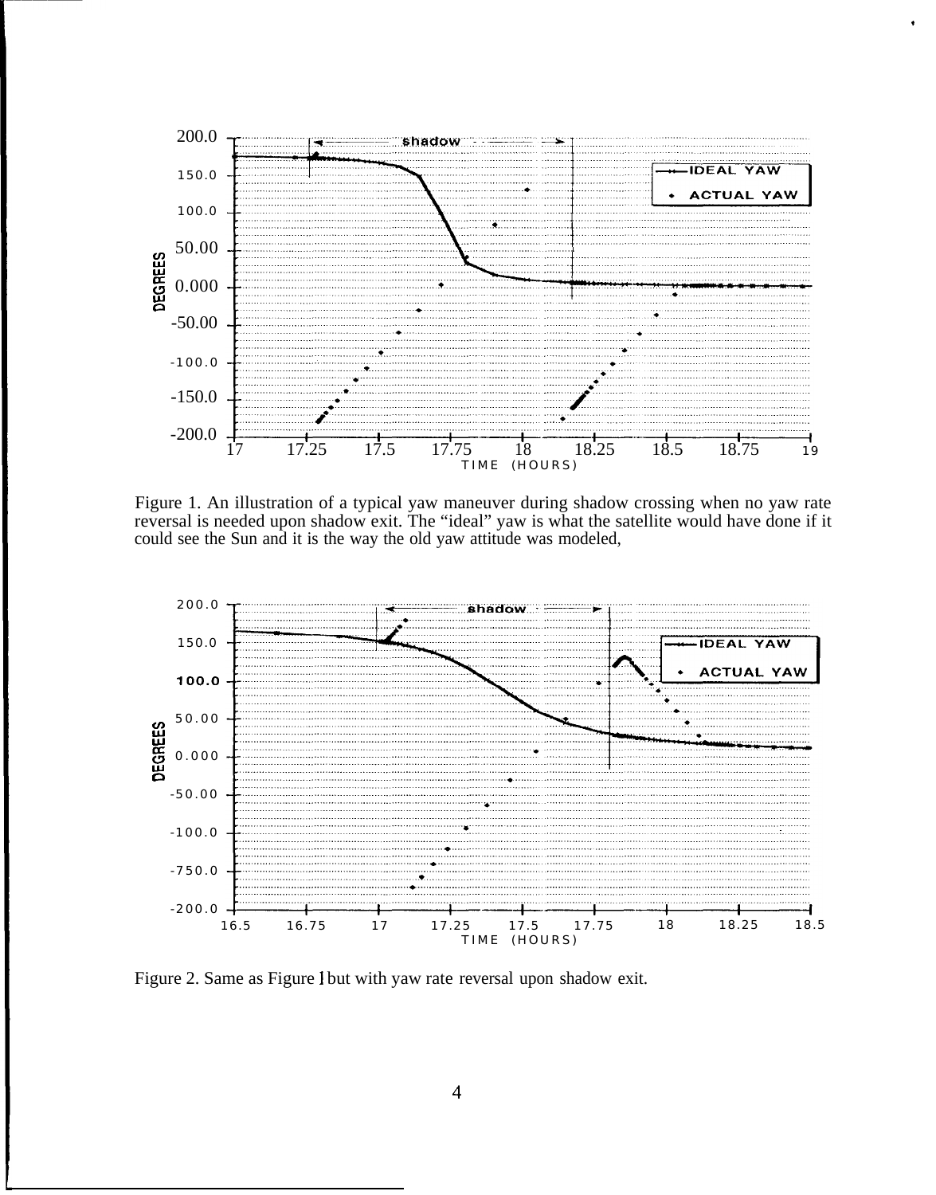Figure 1. An illustration of a typical yaw maneuver during shadow crossing when no yaw rate reversal is needed upon shadow exit. The "ideal" yaw is what the satellite would have done if it could see the Sun and it is the way the old yaw attitude was modeled,

Figure 2. Same as Figure 1 but with yaw rate reversal upon shadow exit.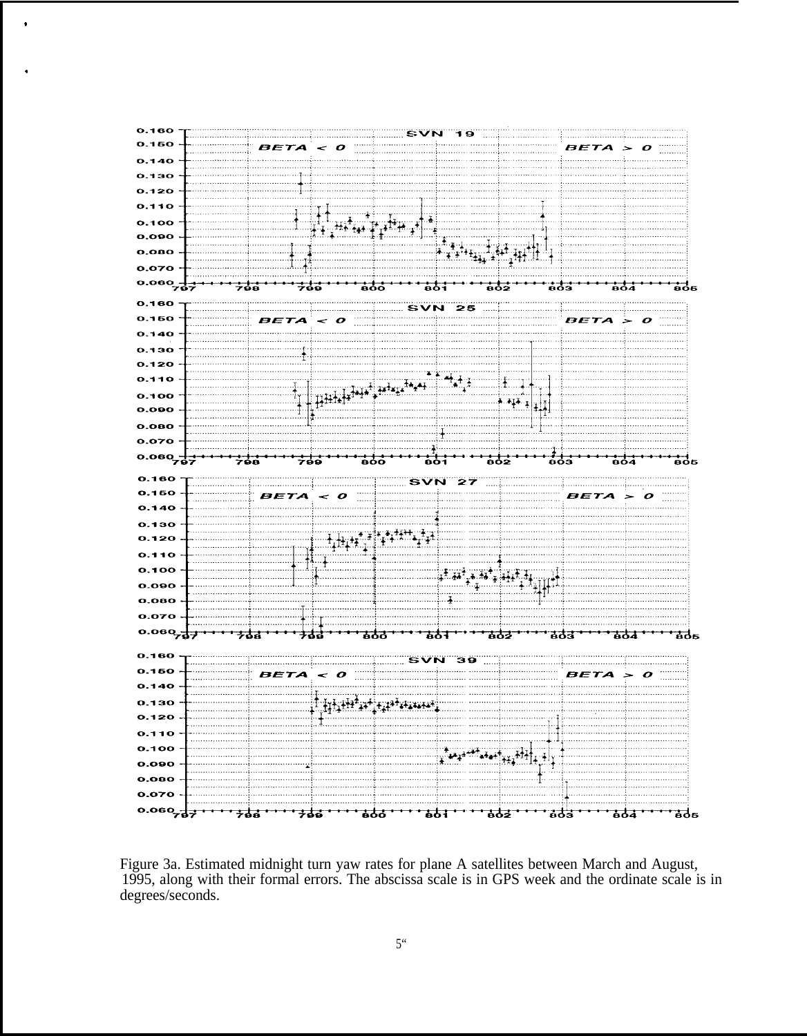Figure 3a. Estimated midnight turn yaw rates for plane A satellites between March and August, 1995, along with their formal errors. The abscissa scale is in GPS week and the ordinate scale is in degrees/seconds.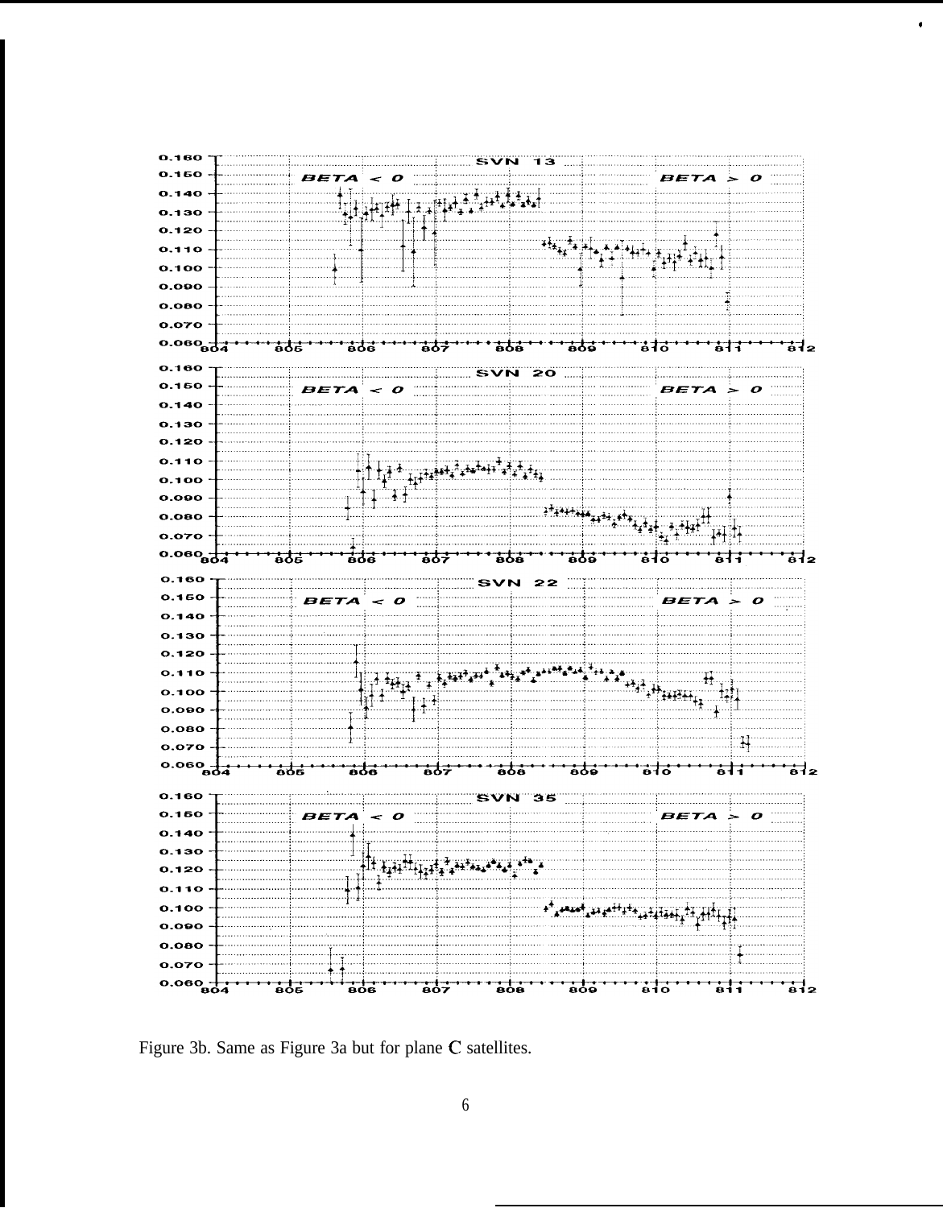Figure 3b. Same as Figure 3a but for plane C satellites.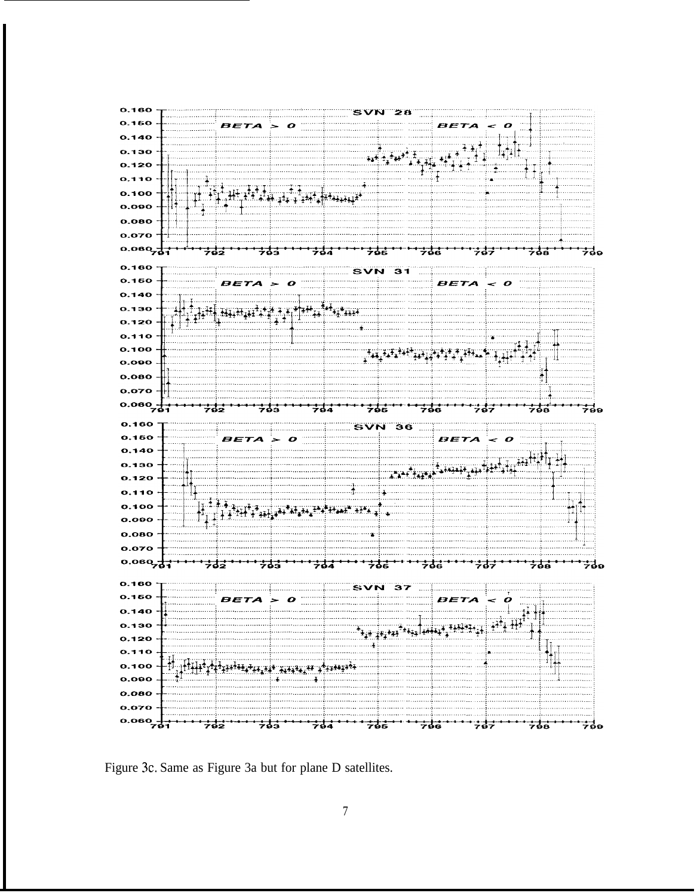Figure 3c. Same as Figure 3a but for plane D satellites.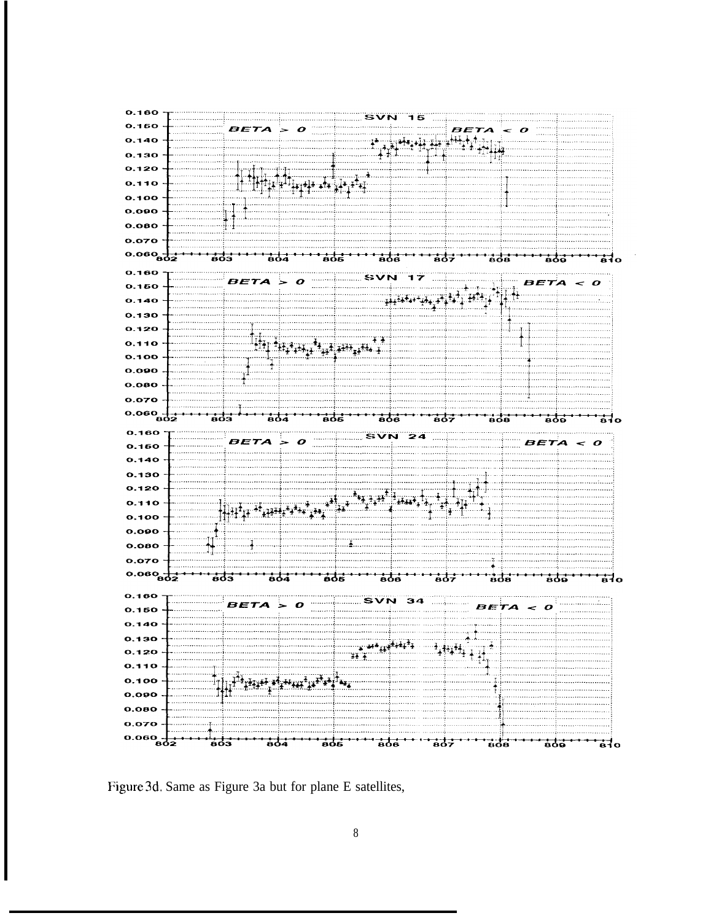Figure 3d. Same as Figure 3a but for plane E satellites,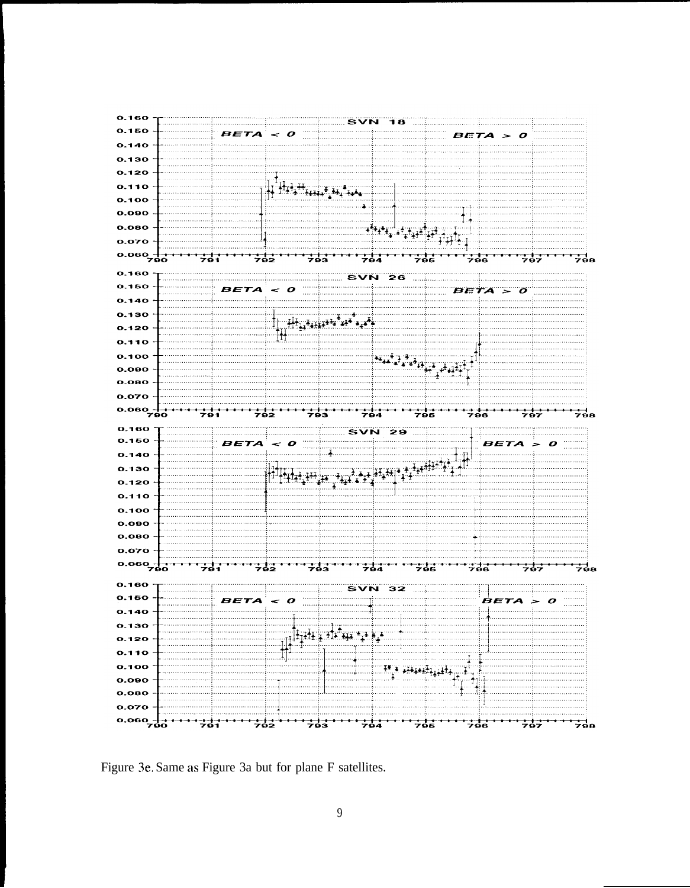Figure 3e. Same as Figure 3a but for plane F satellites.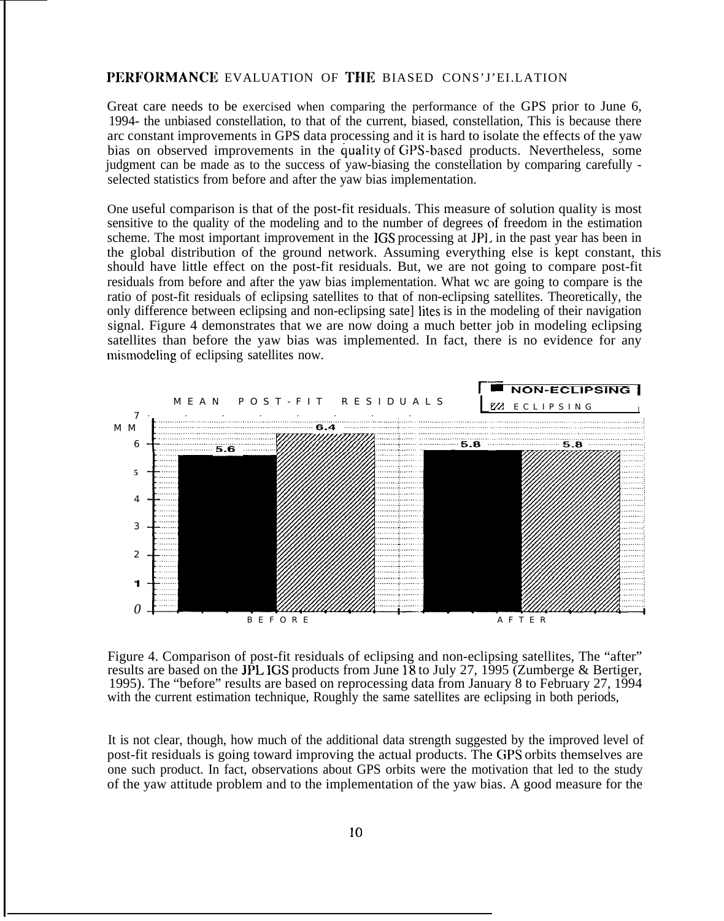## PERFORMANCE EVALUATION OF THE BIASED CONS'J'EI.LATION

Great care needs to be exercised when comparing the performance of the GPS prior to June 6, 1994- the unbiased constellation, to that of the current, biased, constellation, This is because there arc constant improvements in GPS data processing and it is hard to isolate the effects of the yaw bias on observed improvements in the quality of GPS-based products. Nevertheless, some judgment can be made as to the success of yaw-biasing the constellation by comparing carefully - selected statistics from before and after the yaw bias implementation.

One useful comparison is that of the post-fit residuals. This measure of solution quality is most sensitive to the quality of the modeling and to the number of degrees of freedom in the estimation scheme. The most important improvement in the IGS processing at JPL in the past year has been in the global distribution of the ground network. Assuming everything else is kept constant, this should have little effect on the post-fit residuals. But, we are not going to compare post-fit residuals from before and after the yaw bias implementation. What wc are going to compare is the ratio of post-fit residuals of eclipsing satellites to that of non-eclipsing satellites. Theoretically, the only difference between eclipsing and non-eclipsing sate] lites is in the modeling of their navigation signal. Figure 4 demonstrates that we are now doing a much better job in modeling eclipsing satellites than before the yaw bias was implemented. In fact, there is no evidence for any mismodeling of eclipsing satellites now.

MEAN POST-FIT RESIDUALS (MM)

| | NON-ECLIPSING | ECLIPSING |
|---|---|---|
| BEFORE | 5.6 | 6.4 |
| AFTER | 5.8 | 5.8 |

Figure 4. Comparison of post-fit residuals of eclipsing and non-eclipsing satellites, The "after" results are based on the JPL IGS products from June 18 to July 27, 1995 (Zumberge & Bertiger, 1995). The "before" results are based on reprocessing data from January 8 to February 27, 1994 with the current estimation technique, Roughly the same satellites are eclipsing in both periods,

It is not clear, though, how much of the additional data strength suggested by the improved level of post-fit residuals is going toward improving the actual products. The GPS orbits themselves are one such product. In fact, observations about GPS orbits were the motivation that led to the study of the yaw attitude problem and to the implementation of the yaw bias. A good measure for the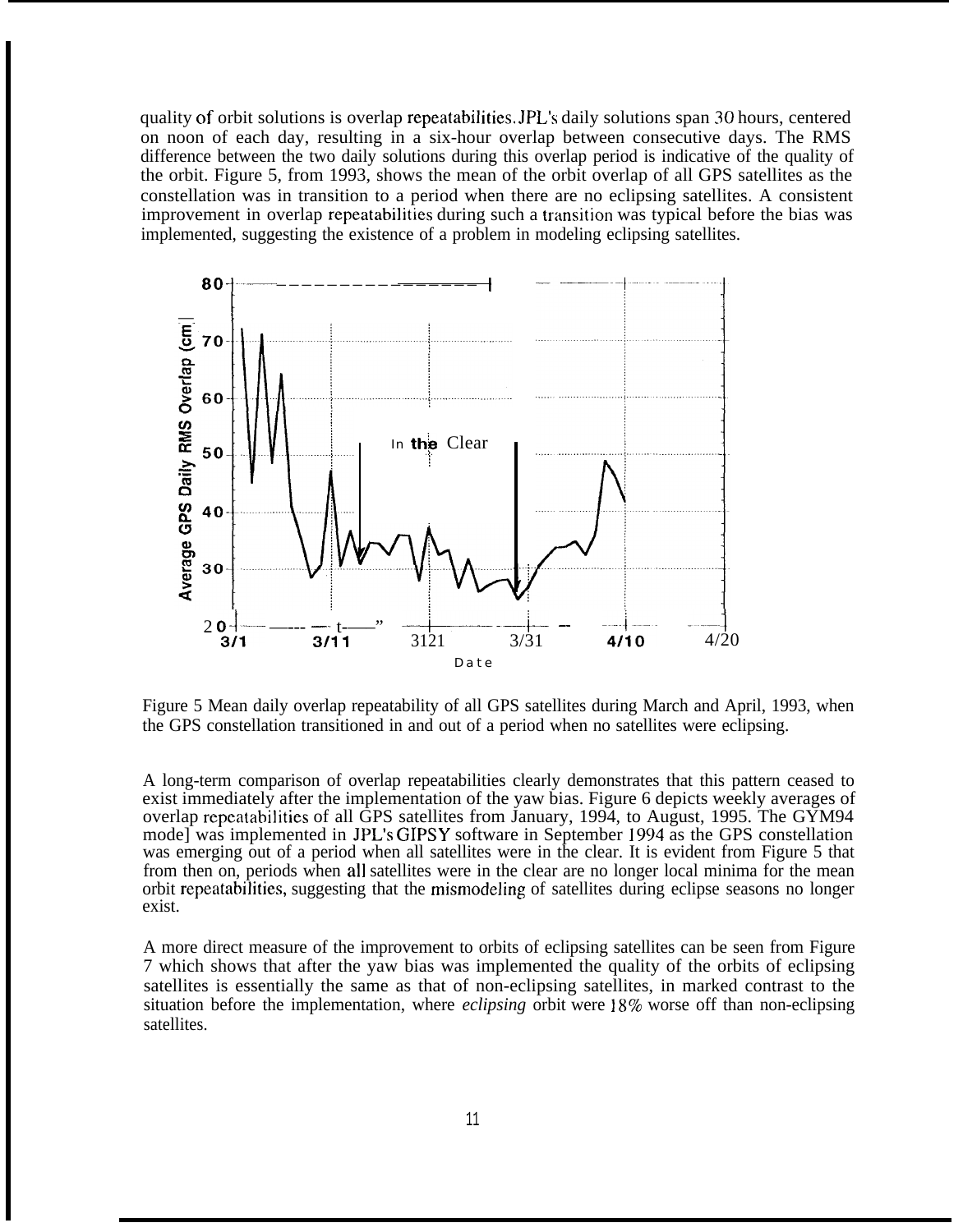quality of orbit solutions is overlap repeatabilities. JPL's daily solutions span 30 hours, centered on noon of each day, resulting in a six-hour overlap between consecutive days. The RMS difference between the two daily solutions during this overlap period is indicative of the quality of the orbit. Figure 5, from 1993, shows the mean of the orbit overlap of all GPS satellites as the constellation was in transition to a period when there are no eclipsing satellites. A consistent improvement in overlap repeatabilities during such a transition was typical before the bias was implemented, suggesting the existence of a problem in modeling eclipsing satellites.

Figure 5 Mean daily overlap repeatability of all GPS satellites during March and April, 1993, when the GPS constellation transitioned in and out of a period when no satellites were eclipsing.

A long-term comparison of overlap repeatabilities clearly demonstrates that this pattern ceased to exist immediately after the implementation of the yaw bias. Figure 6 depicts weekly averages of overlap repeatabilities of all GPS satellites from January, 1994, to August, 1995. The GYM94 mode] was implemented in JPL's GIPSY software in September 1994 as the GPS constellation was emerging out of a period when all satellites were in the clear. It is evident from Figure 5 that from then on, periods when all satellites were in the clear are no longer local minima for the mean orbit repeatabilities, suggesting that the mismodeling of satellites during eclipse seasons no longer exist.

A more direct measure of the improvement to orbits of eclipsing satellites can be seen from Figure 7 which shows that after the yaw bias was implemented the quality of the orbits of eclipsing satellites is essentially the same as that of non-eclipsing satellites, in marked contrast to the situation before the implementation, where *eclipsing* orbit were 18% worse off than non-eclipsing satellites.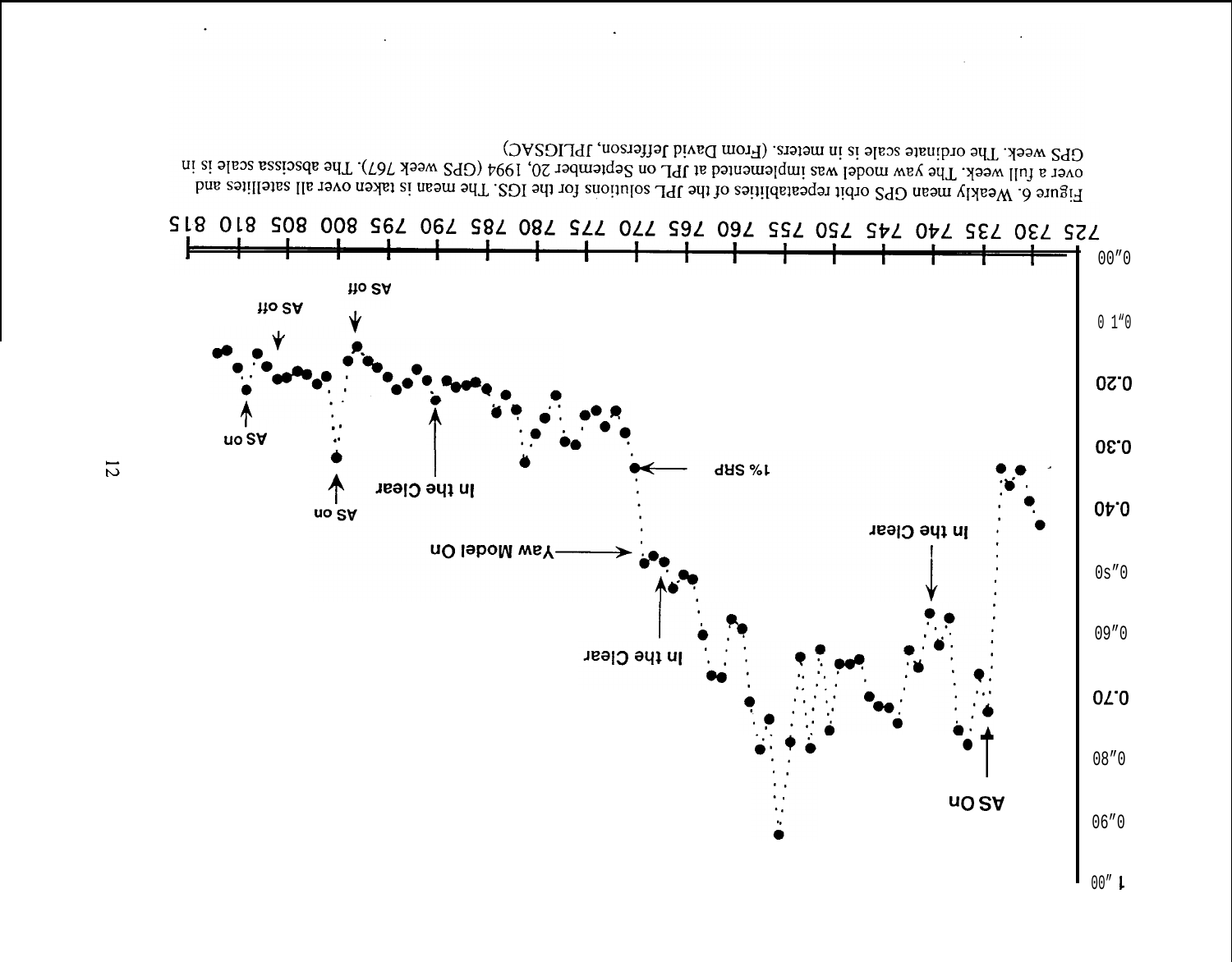Figure 6. Weekly mean GPS orbit repeatabilities of the JPL solutions for the IGS. The mean is taken over all satellites and over a full week. The yaw model was implemented at JPL on September 20, 1994 (GPS week 767). The abscissa scale is in GPS week. The ordinate scale is in meters. (From David Jefferson, JPL/GSAC)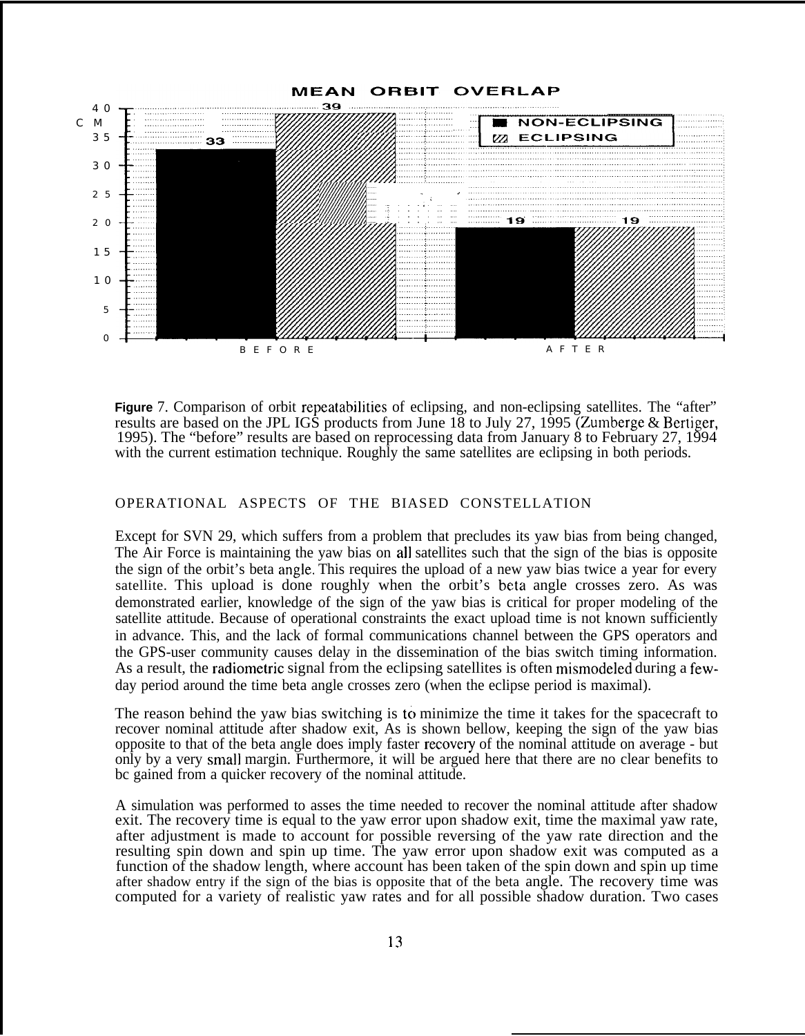**MEAN ORBIT OVERLAP**

| | NON-ECLIPSING | ECLIPSING |
|---|---|---|
| BEFORE | 33 | 39 |
| AFTER | 19 | 19 |

(Vertical axis: CM, 0–40)

**Figure** 7. Comparison of orbit repeatabilities of eclipsing, and non-eclipsing satellites. The "after" results are based on the JPL IGS products from June 18 to July 27, 1995 (Zumberge & Bertiger, 1995). The "before" results are based on reprocessing data from January 8 to February 27, 1994 with the current estimation technique. Roughly the same satellites are eclipsing in both periods.

## OPERATIONAL ASPECTS OF THE BIASED CONSTELLATION

Except for SVN 29, which suffers from a problem that precludes its yaw bias from being changed, The Air Force is maintaining the yaw bias on all satellites such that the sign of the bias is opposite the sign of the orbit's beta angle. This requires the upload of a new yaw bias twice a year for every satellite. This upload is done roughly when the orbit's beta angle crosses zero. As was demonstrated earlier, knowledge of the sign of the yaw bias is critical for proper modeling of the satellite attitude. Because of operational constraints the exact upload time is not known sufficiently in advance. This, and the lack of formal communications channel between the GPS operators and the GPS-user community causes delay in the dissemination of the bias switch timing information. As a result, the radiometric signal from the eclipsing satellites is often mismodeled during a few-day period around the time beta angle crosses zero (when the eclipse period is maximal).

The reason behind the yaw bias switching is to minimize the time it takes for the spacecraft to recover nominal attitude after shadow exit, As is shown bellow, keeping the sign of the yaw bias opposite to that of the beta angle does imply faster recovery of the nominal attitude on average - but only by a very small margin. Furthermore, it will be argued here that there are no clear benefits to bc gained from a quicker recovery of the nominal attitude.

A simulation was performed to asses the time needed to recover the nominal attitude after shadow exit. The recovery time is equal to the yaw error upon shadow exit, time the maximal yaw rate, after adjustment is made to account for possible reversing of the yaw rate direction and the resulting spin down and spin up time. The yaw error upon shadow exit was computed as a function of the shadow length, where account has been taken of the spin down and spin up time after shadow entry if the sign of the bias is opposite that of the beta angle. The recovery time was computed for a variety of realistic yaw rates and for all possible shadow duration. Two cases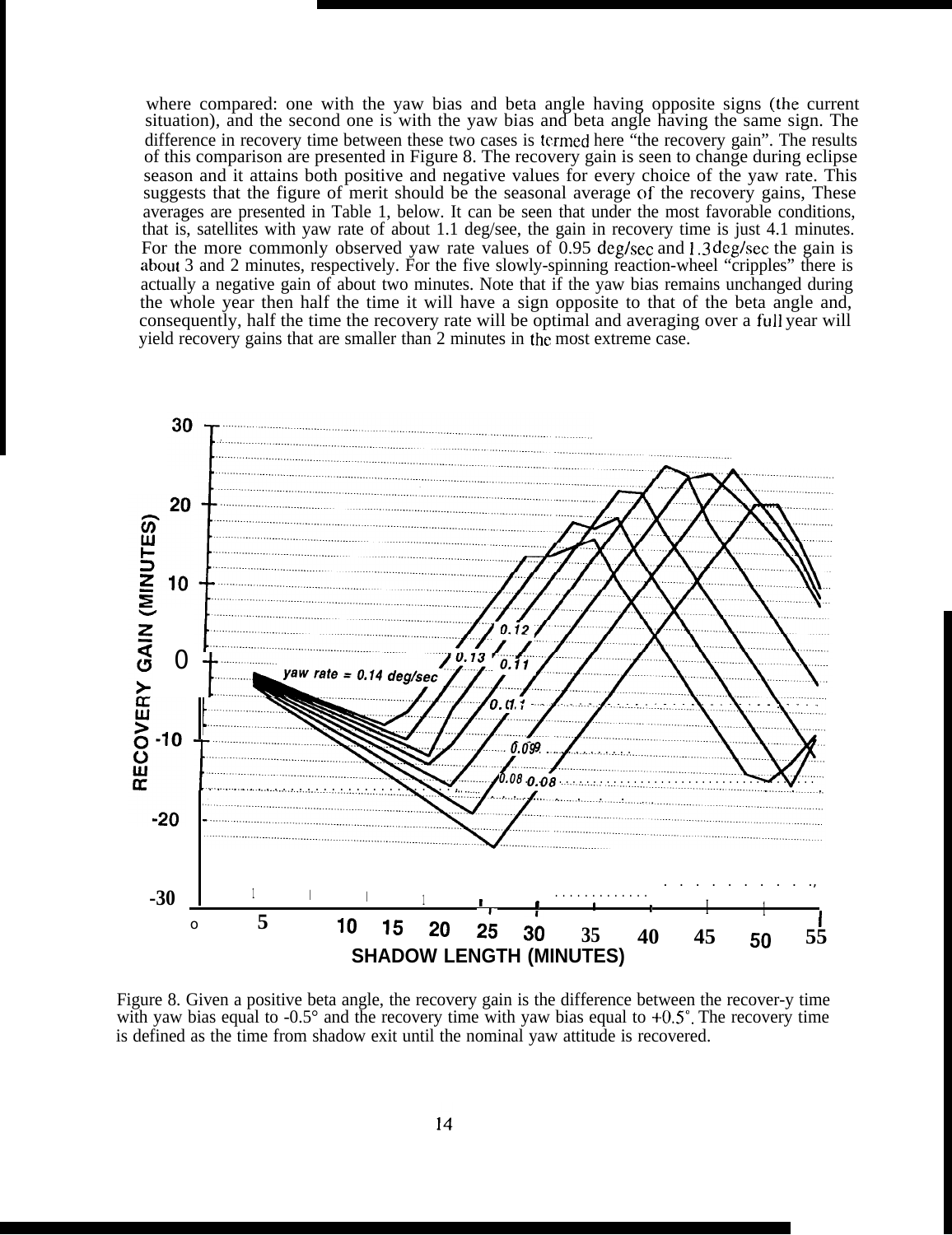where compared: one with the yaw bias and beta angle having opposite signs (the current situation), and the second one is with the yaw bias and beta angle having the same sign. The difference in recovery time between these two cases is termed here "the recovery gain". The results of this comparison are presented in Figure 8. The recovery gain is seen to change during eclipse season and it attains both positive and negative values for every choice of the yaw rate. This suggests that the figure of merit should be the seasonal average of the recovery gains, These averages are presented in Table 1, below. It can be seen that under the most favorable conditions, that is, satellites with yaw rate of about 1.1 deg/see, the gain in recovery time is just 4.1 minutes. For the more commonly observed yaw rate values of 0.95 deg/sec and 1.3 deg/sec the gain is about 3 and 2 minutes, respectively. For the five slowly-spinning reaction-wheel "cripples" there is actually a negative gain of about two minutes. Note that if the yaw bias remains unchanged during the whole year then half the time it will have a sign opposite to that of the beta angle and, consequently, half the time the recovery rate will be optimal and averaging over a full year will yield recovery gains that are smaller than 2 minutes in the most extreme case.

Figure 8. Given a positive beta angle, the recovery gain is the difference between the recover-y time with yaw bias equal to -0.5° and the recovery time with yaw bias equal to +0.5°. The recovery time is defined as the time from shadow exit until the nominal yaw attitude is recovered.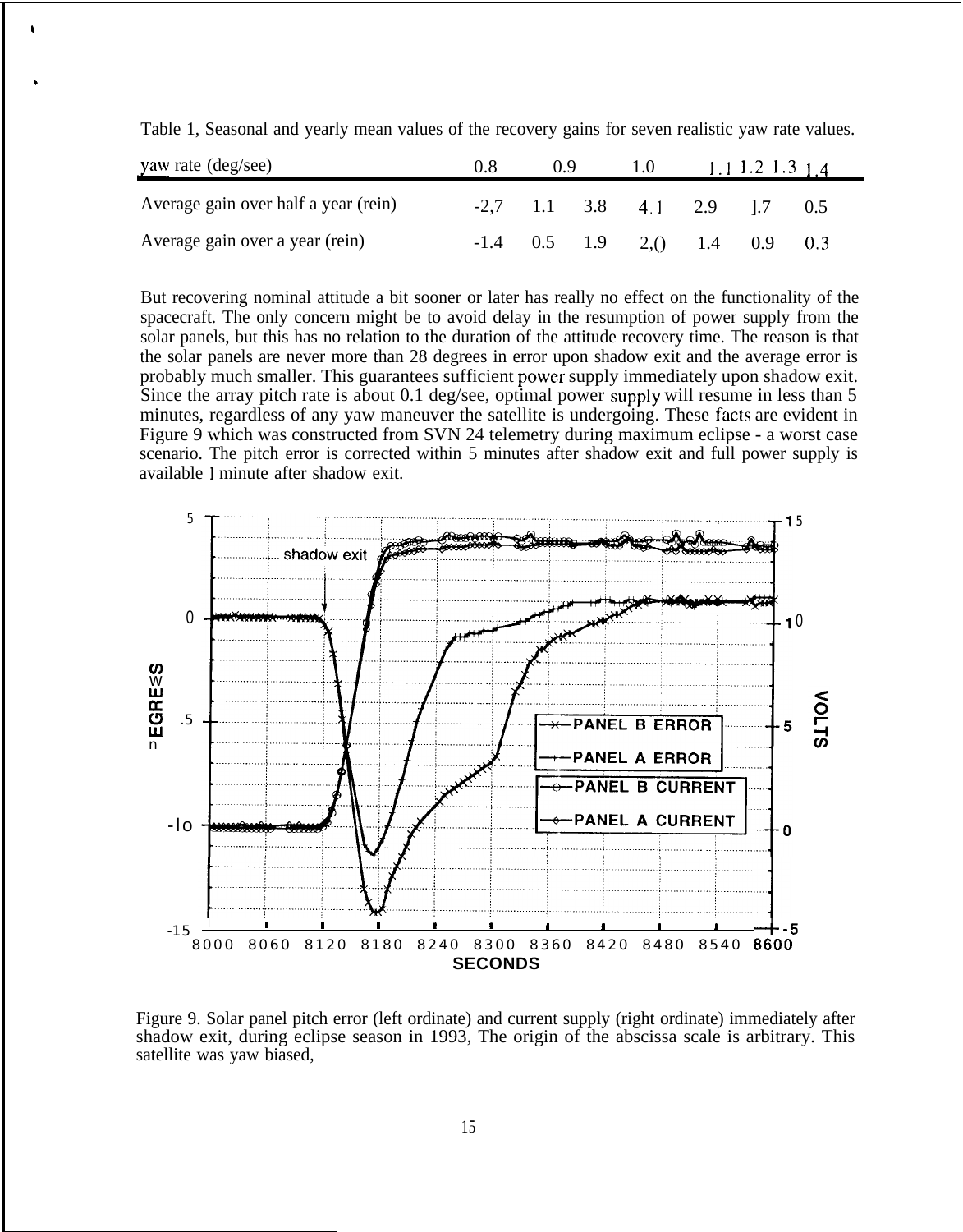Table 1, Seasonal and yearly mean values of the recovery gains for seven realistic yaw rate values.

| yaw rate (deg/see) | 0.8 | 0.9 | 1.0 | 1.1 | 1.2 | 1.3 | 1.4 |
|---|---|---|---|---|---|---|---|
| Average gain over half a year (rein) | -2,7 | 1.1 | 3.8 | 4.1 | 2.9 | 1.7 | 0.5 |
| Average gain over a year (rein) | -1.4 | 0.5 | 1.9 | 2,0 | 1.4 | 0.9 | 0.3 |

But recovering nominal attitude a bit sooner or later has really no effect on the functionality of the spacecraft. The only concern might be to avoid delay in the resumption of power supply from the solar panels, but this has no relation to the duration of the attitude recovery time. The reason is that the solar panels are never more than 28 degrees in error upon shadow exit and the average error is probably much smaller. This guarantees sufficient power supply immediately upon shadow exit. Since the array pitch rate is about 0.1 deg/see, optimal power supply will resume in less than 5 minutes, regardless of any yaw maneuver the satellite is undergoing. These facts are evident in Figure 9 which was constructed from SVN 24 telemetry during maximum eclipse - a worst case scenario. The pitch error is corrected within 5 minutes after shadow exit and full power supply is available 1 minute after shadow exit.

Figure 9. Solar panel pitch error (left ordinate) and current supply (right ordinate) immediately after shadow exit, during eclipse season in 1993, The origin of the abscissa scale is arbitrary. This satellite was yaw biased,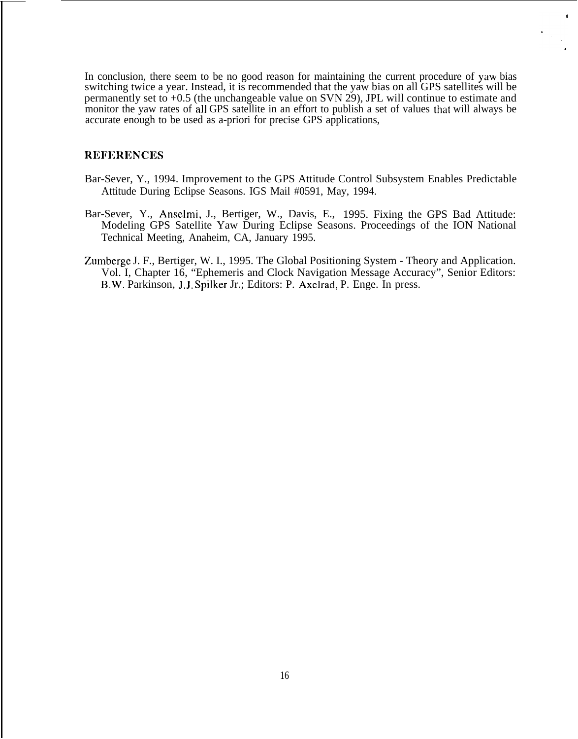In conclusion, there seem to be no good reason for maintaining the current procedure of yaw bias switching twice a year. Instead, it is recommended that the yaw bias on all GPS satellites will be permanently set to +0.5 (the unchangeable value on SVN 29), JPL will continue to estimate and monitor the yaw rates of all GPS satellite in an effort to publish a set of values that will always be accurate enough to be used as a-priori for precise GPS applications,

## REFERENCES

Bar-Sever, Y., 1994. Improvement to the GPS Attitude Control Subsystem Enables Predictable Attitude During Eclipse Seasons. IGS Mail #0591, May, 1994.

Bar-Sever, Y., Anselmi, J., Bertiger, W., Davis, E., 1995. Fixing the GPS Bad Attitude: Modeling GPS Satellite Yaw During Eclipse Seasons. Proceedings of the ION National Technical Meeting, Anaheim, CA, January 1995.

Zumberge J. F., Bertiger, W. I., 1995. The Global Positioning System - Theory and Application. Vol. I, Chapter 16, "Ephemeris and Clock Navigation Message Accuracy", Senior Editors: B.W. Parkinson, J.J. Spilker Jr.; Editors: P. Axelrad, P. Enge. In press.